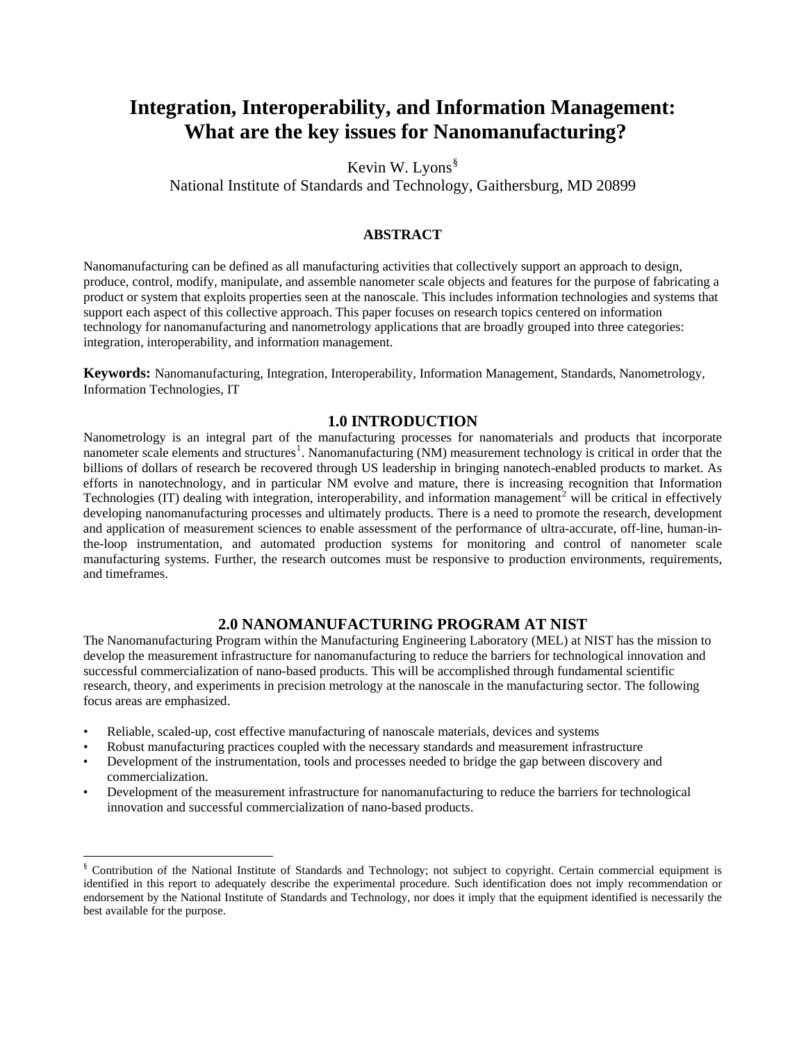# Integration, Interoperability, and Information Management: What are the key issues for Nanomanufacturing?

Kevin W. Lyons[§]

National Institute of Standards and Technology, Gaithersburg, MD 20899

### ABSTRACT

Nanomanufacturing can be defined as all manufacturing activities that collectively support an approach to design, produce, control, modify, manipulate, and assemble nanometer scale objects and features for the purpose of fabricating a product or system that exploits properties seen at the nanoscale. This includes information technologies and systems that support each aspect of this collective approach. This paper focuses on research topics centered on information technology for nanomanufacturing and nanometrology applications that are broadly grouped into three categories: integration, interoperability, and information management.

**Keywords:** Nanomanufacturing, Integration, Interoperability, Information Management, Standards, Nanometrology, Information Technologies, IT

## 1.0 INTRODUCTION

Nanometrology is an integral part of the manufacturing processes for nanomaterials and products that incorporate nanometer scale elements and structures[1]. Nanomanufacturing (NM) measurement technology is critical in order that the billions of dollars of research be recovered through US leadership in bringing nanotech-enabled products to market. As efforts in nanotechnology, and in particular NM evolve and mature, there is increasing recognition that Information Technologies (IT) dealing with integration, interoperability, and information management[2] will be critical in effectively developing nanomanufacturing processes and ultimately products. There is a need to promote the research, development and application of measurement sciences to enable assessment of the performance of ultra-accurate, off-line, human-in-the-loop instrumentation, and automated production systems for monitoring and control of nanometer scale manufacturing systems. Further, the research outcomes must be responsive to production environments, requirements, and timeframes.

## 2.0 NANOMANUFACTURING PROGRAM AT NIST

The Nanomanufacturing Program within the Manufacturing Engineering Laboratory (MEL) at NIST has the mission to develop the measurement infrastructure for nanomanufacturing to reduce the barriers for technological innovation and successful commercialization of nano-based products. This will be accomplished through fundamental scientific research, theory, and experiments in precision metrology at the nanoscale in the manufacturing sector. The following focus areas are emphasized.

- Reliable, scaled-up, cost effective manufacturing of nanoscale materials, devices and systems
- Robust manufacturing practices coupled with the necessary standards and measurement infrastructure
- Development of the instrumentation, tools and processes needed to bridge the gap between discovery and commercialization.
- Development of the measurement infrastructure for nanomanufacturing to reduce the barriers for technological innovation and successful commercialization of nano-based products.

[§] Contribution of the National Institute of Standards and Technology; not subject to copyright. Certain commercial equipment is identified in this report to adequately describe the experimental procedure. Such identification does not imply recommendation or endorsement by the National Institute of Standards and Technology, nor does it imply that the equipment identified is necessarily the best available for the purpose.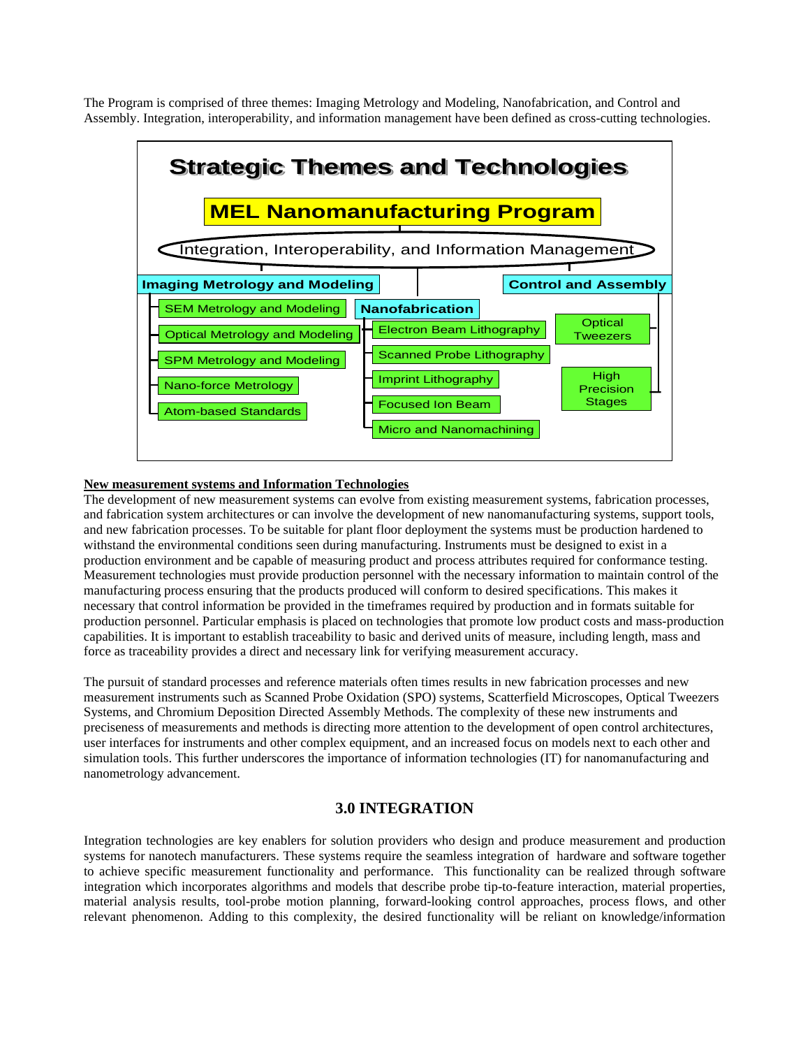The Program is comprised of three themes: Imaging Metrology and Modeling, Nanofabrication, and Control and Assembly. Integration, interoperability, and information management have been defined as cross-cutting technologies.

Strategic Themes and Technologies

MEL Nanomanufacturing Program

Integration, Interoperability, and Information Management

Imaging Metrology and Modeling

SEM Metrology and Modeling

Optical Metrology and Modeling

SPM Metrology and Modeling

Nano-force Metrology

Atom-based Standards

Nanofabrication

Electron Beam Lithography

Scanned Probe Lithography

Imprint Lithography

Focused Ion Beam

Micro and Nanomachining

Control and Assembly

Optical Tweezers

High Precision Stages

**New measurement systems and Information Technologies**

The development of new measurement systems can evolve from existing measurement systems, fabrication processes, and fabrication system architectures or can involve the development of new nanomanufacturing systems, support tools, and new fabrication processes. To be suitable for plant floor deployment the systems must be production hardened to withstand the environmental conditions seen during manufacturing. Instruments must be designed to exist in a production environment and be capable of measuring product and process attributes required for conformance testing. Measurement technologies must provide production personnel with the necessary information to maintain control of the manufacturing process ensuring that the products produced will conform to desired specifications. This makes it necessary that control information be provided in the timeframes required by production and in formats suitable for production personnel. Particular emphasis is placed on technologies that promote low product costs and mass-production capabilities. It is important to establish traceability to basic and derived units of measure, including length, mass and force as traceability provides a direct and necessary link for verifying measurement accuracy.

The pursuit of standard processes and reference materials often times results in new fabrication processes and new measurement instruments such as Scanned Probe Oxidation (SPO) systems, Scatterfield Microscopes, Optical Tweezers Systems, and Chromium Deposition Directed Assembly Methods. The complexity of these new instruments and preciseness of measurements and methods is directing more attention to the development of open control architectures, user interfaces for instruments and other complex equipment, and an increased focus on models next to each other and simulation tools. This further underscores the importance of information technologies (IT) for nanomanufacturing and nanometrology advancement.

## 3.0 INTEGRATION

Integration technologies are key enablers for solution providers who design and produce measurement and production systems for nanotech manufacturers. These systems require the seamless integration of hardware and software together to achieve specific measurement functionality and performance. This functionality can be realized through software integration which incorporates algorithms and models that describe probe tip-to-feature interaction, material properties, material analysis results, tool-probe motion planning, forward-looking control approaches, process flows, and other relevant phenomenon. Adding to this complexity, the desired functionality will be reliant on knowledge/information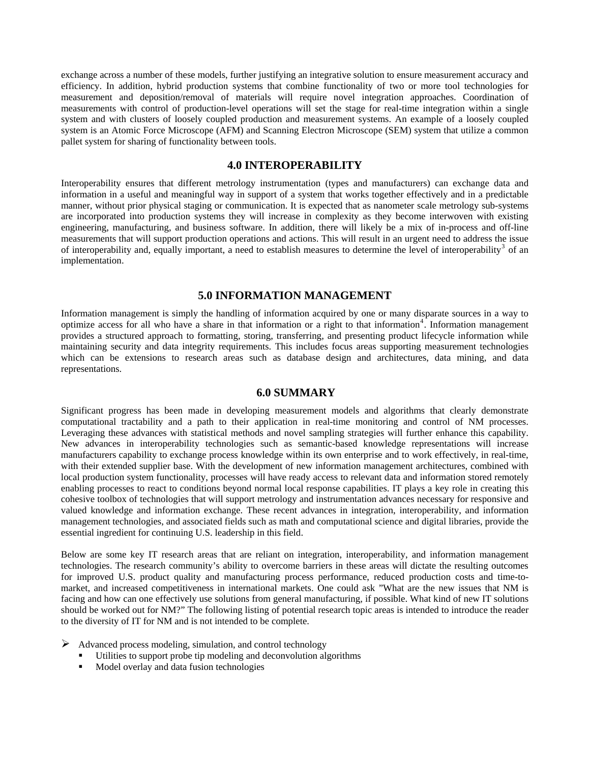exchange across a number of these models, further justifying an integrative solution to ensure measurement accuracy and efficiency. In addition, hybrid production systems that combine functionality of two or more tool technologies for measurement and deposition/removal of materials will require novel integration approaches. Coordination of measurements with control of production-level operations will set the stage for real-time integration within a single system and with clusters of loosely coupled production and measurement systems. An example of a loosely coupled system is an Atomic Force Microscope (AFM) and Scanning Electron Microscope (SEM) system that utilize a common pallet system for sharing of functionality between tools.

## 4.0 INTEROPERABILITY

Interoperability ensures that different metrology instrumentation (types and manufacturers) can exchange data and information in a useful and meaningful way in support of a system that works together effectively and in a predictable manner, without prior physical staging or communication. It is expected that as nanometer scale metrology sub-systems are incorporated into production systems they will increase in complexity as they become interwoven with existing engineering, manufacturing, and business software. In addition, there will likely be a mix of in-process and off-line measurements that will support production operations and actions. This will result in an urgent need to address the issue of interoperability and, equally important, a need to establish measures to determine the level of interoperability[3] of an implementation.

## 5.0 INFORMATION MANAGEMENT

Information management is simply the handling of information acquired by one or many disparate sources in a way to optimize access for all who have a share in that information or a right to that information[4]. Information management provides a structured approach to formatting, storing, transferring, and presenting product lifecycle information while maintaining security and data integrity requirements. This includes focus areas supporting measurement technologies which can be extensions to research areas such as database design and architectures, data mining, and data representations.

## 6.0 SUMMARY

Significant progress has been made in developing measurement models and algorithms that clearly demonstrate computational tractability and a path to their application in real-time monitoring and control of NM processes. Leveraging these advances with statistical methods and novel sampling strategies will further enhance this capability. New advances in interoperability technologies such as semantic-based knowledge representations will increase manufacturers capability to exchange process knowledge within its own enterprise and to work effectively, in real-time, with their extended supplier base. With the development of new information management architectures, combined with local production system functionality, processes will have ready access to relevant data and information stored remotely enabling processes to react to conditions beyond normal local response capabilities. IT plays a key role in creating this cohesive toolbox of technologies that will support metrology and instrumentation advances necessary for responsive and valued knowledge and information exchange. These recent advances in integration, interoperability, and information management technologies, and associated fields such as math and computational science and digital libraries, provide the essential ingredient for continuing U.S. leadership in this field.

Below are some key IT research areas that are reliant on integration, interoperability, and information management technologies. The research community's ability to overcome barriers in these areas will dictate the resulting outcomes for improved U.S. product quality and manufacturing process performance, reduced production costs and time-to-market, and increased competitiveness in international markets. One could ask "What are the new issues that NM is facing and how can one effectively use solutions from general manufacturing, if possible. What kind of new IT solutions should be worked out for NM?" The following listing of potential research topic areas is intended to introduce the reader to the diversity of IT for NM and is not intended to be complete.

- Advanced process modeling, simulation, and control technology
  - Utilities to support probe tip modeling and deconvolution algorithms
  - Model overlay and data fusion technologies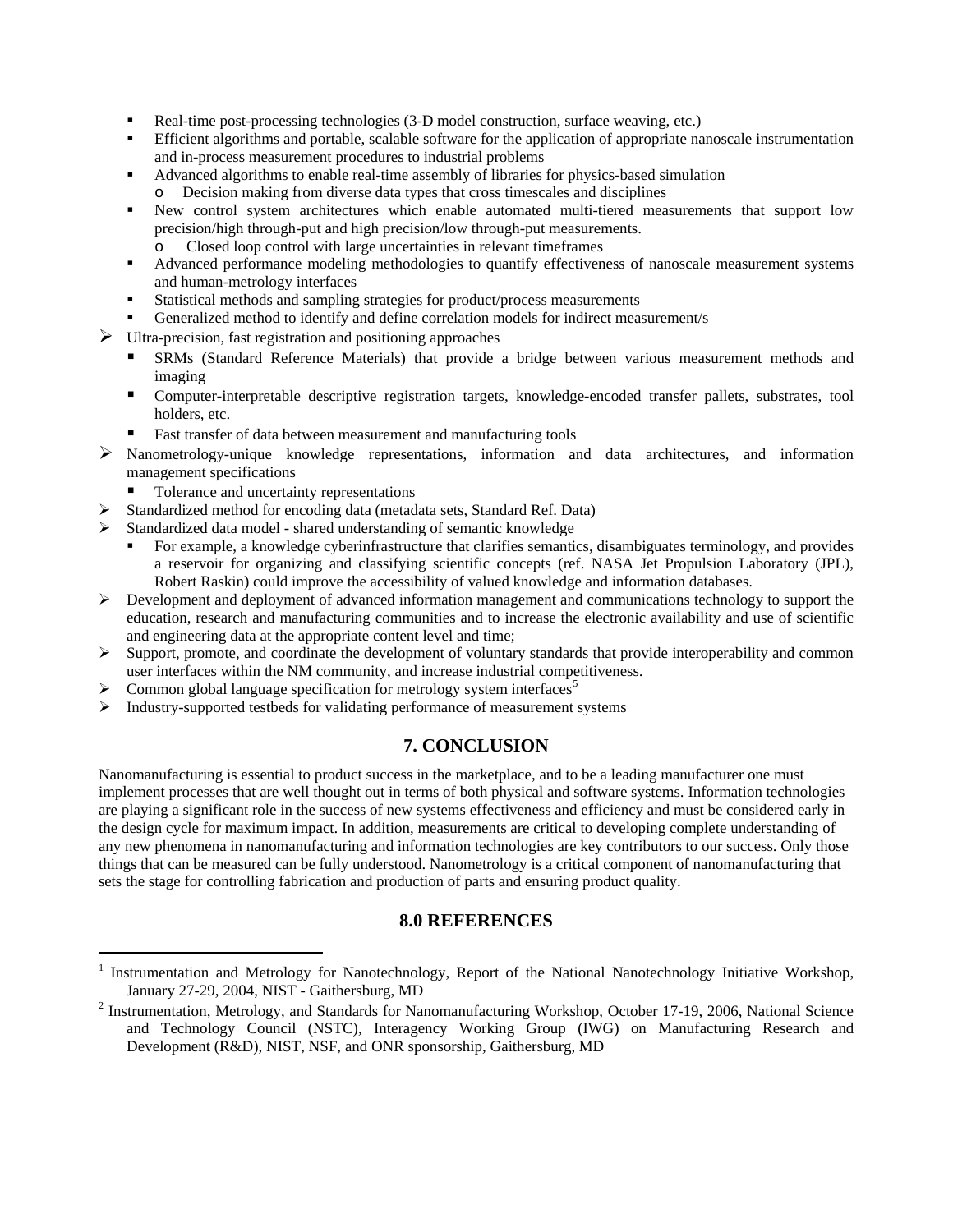- Real-time post-processing technologies (3-D model construction, surface weaving, etc.)
- Efficient algorithms and portable, scalable software for the application of appropriate nanoscale instrumentation and in-process measurement procedures to industrial problems
- Advanced algorithms to enable real-time assembly of libraries for physics-based simulation
  - Decision making from diverse data types that cross timescales and disciplines
- New control system architectures which enable automated multi-tiered measurements that support low precision/high through-put and high precision/low through-put measurements.
  - Closed loop control with large uncertainties in relevant timeframes
- Advanced performance modeling methodologies to quantify effectiveness of nanoscale measurement systems and human-metrology interfaces
- Statistical methods and sampling strategies for product/process measurements
- Generalized method to identify and define correlation models for indirect measurement/s

- Ultra-precision, fast registration and positioning approaches
  - SRMs (Standard Reference Materials) that provide a bridge between various measurement methods and imaging
  - Computer-interpretable descriptive registration targets, knowledge-encoded transfer pallets, substrates, tool holders, etc.
  - Fast transfer of data between measurement and manufacturing tools
- Nanometrology-unique knowledge representations, information and data architectures, and information management specifications
  - Tolerance and uncertainty representations
- Standardized method for encoding data (metadata sets, Standard Ref. Data)
- Standardized data model - shared understanding of semantic knowledge
  - For example, a knowledge cyberinfrastructure that clarifies semantics, disambiguates terminology, and provides a reservoir for organizing and classifying scientific concepts (ref. NASA Jet Propulsion Laboratory (JPL), Robert Raskin) could improve the accessibility of valued knowledge and information databases.
- Development and deployment of advanced information management and communications technology to support the education, research and manufacturing communities and to increase the electronic availability and use of scientific and engineering data at the appropriate content level and time;
- Support, promote, and coordinate the development of voluntary standards that provide interoperability and common user interfaces within the NM community, and increase industrial competitiveness.
- Common global language specification for metrology system interfaces[5]
- Industry-supported testbeds for validating performance of measurement systems

## 7. CONCLUSION

Nanomanufacturing is essential to product success in the marketplace, and to be a leading manufacturer one must implement processes that are well thought out in terms of both physical and software systems. Information technologies are playing a significant role in the success of new systems effectiveness and efficiency and must be considered early in the design cycle for maximum impact. In addition, measurements are critical to developing complete understanding of any new phenomena in nanomanufacturing and information technologies are key contributors to our success. Only those things that can be measured can be fully understood. Nanometrology is a critical component of nanomanufacturing that sets the stage for controlling fabrication and production of parts and ensuring product quality.

## 8.0 REFERENCES

[1] Instrumentation and Metrology for Nanotechnology, Report of the National Nanotechnology Initiative Workshop, January 27-29, 2004, NIST - Gaithersburg, MD

[2] Instrumentation, Metrology, and Standards for Nanomanufacturing Workshop, October 17-19, 2006, National Science and Technology Council (NSTC), Interagency Working Group (IWG) on Manufacturing Research and Development (R&D), NIST, NSF, and ONR sponsorship, Gaithersburg, MD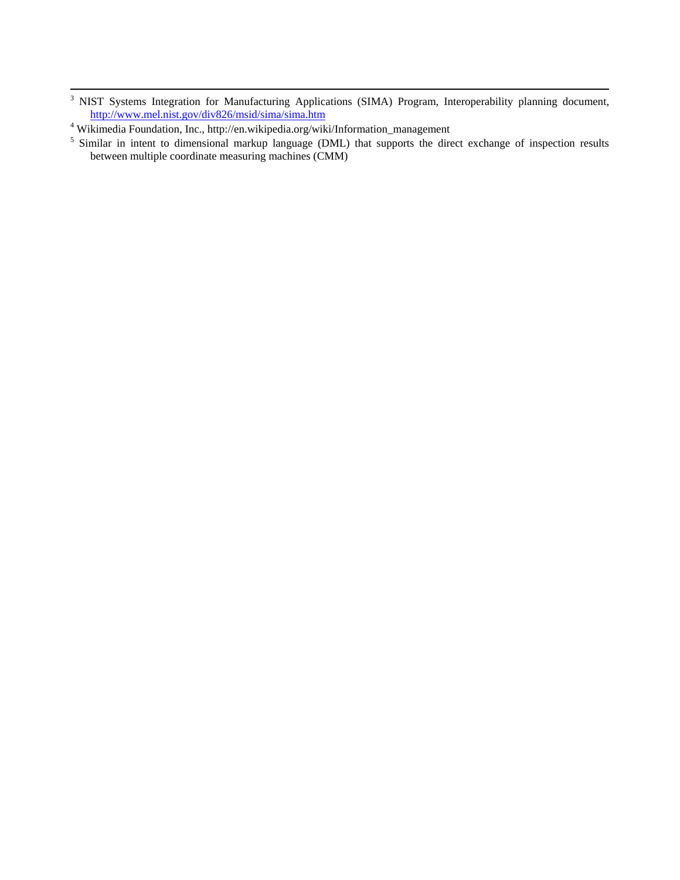[3] NIST Systems Integration for Manufacturing Applications (SIMA) Program, Interoperability planning document, http://www.mel.nist.gov/div826/msid/sima/sima.htm

[4] Wikimedia Foundation, Inc., http://en.wikipedia.org/wiki/Information_management

[5] Similar in intent to dimensional markup language (DML) that supports the direct exchange of inspection results between multiple coordinate measuring machines (CMM)